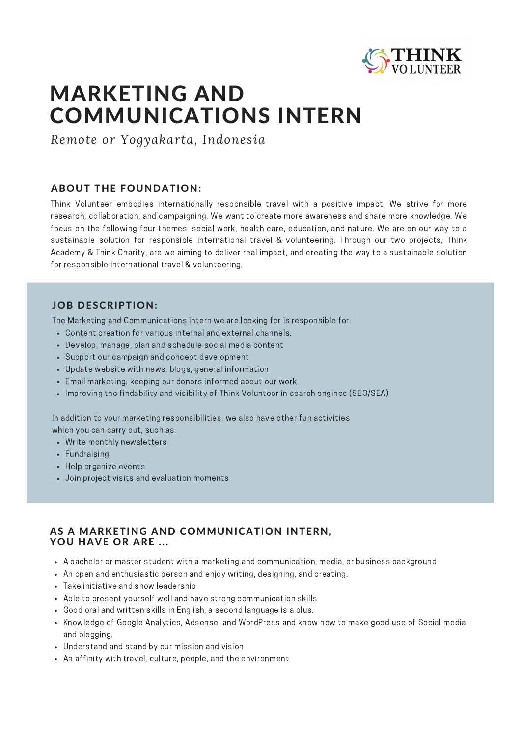THINK VOLUNTEER

# MARKETING AND COMMUNICATIONS INTERN

*Remote or Yogyakarta, Indonesia*

## ABOUT THE FOUNDATION:

Think Volunteer embodies internationally responsible travel with a positive impact. We strive for more research, collaboration, and campaigning. We want to create more awareness and share more knowledge. We focus on the following four themes: social work, health care, education, and nature. We are on our way to a sustainable solution for responsible international travel & volunteering. Through our two projects, Think Academy & Think Charity, are we aiming to deliver real impact, and creating the way to a sustainable solution for responsible international travel & volunteering.

## JOB DESCRIPTION:

The Marketing and Communications intern we are looking for is responsible for:

- Content creation for various internal and external channels.
- Develop, manage, plan and schedule social media content
- Support our campaign and concept development
- Update website with news, blogs, general information
- Email marketing: keeping our donors informed about our work
- Improving the findability and visibility of Think Volunteer in search engines (SEO/SEA)

In addition to your marketing responsibilities, we also have other fun activities which you can carry out, such as:

- Write monthly newsletters
- Fundraising
- Help organize events
- Join project visits and evaluation moments

## AS A MARKETING AND COMMUNICATION INTERN, YOU HAVE OR ARE ...

- A bachelor or master student with a marketing and communication, media, or business background
- An open and enthusiastic person and enjoy writing, designing, and creating.
- Take initiative and show leadership
- Able to present yourself well and have strong communication skills
- Good oral and written skills in English, a second language is a plus.
- Knowledge of Google Analytics, Adsense, and WordPress and know how to make good use of Social media and blogging.
- Understand and stand by our mission and vision
- An affinity with travel, culture, people, and the environment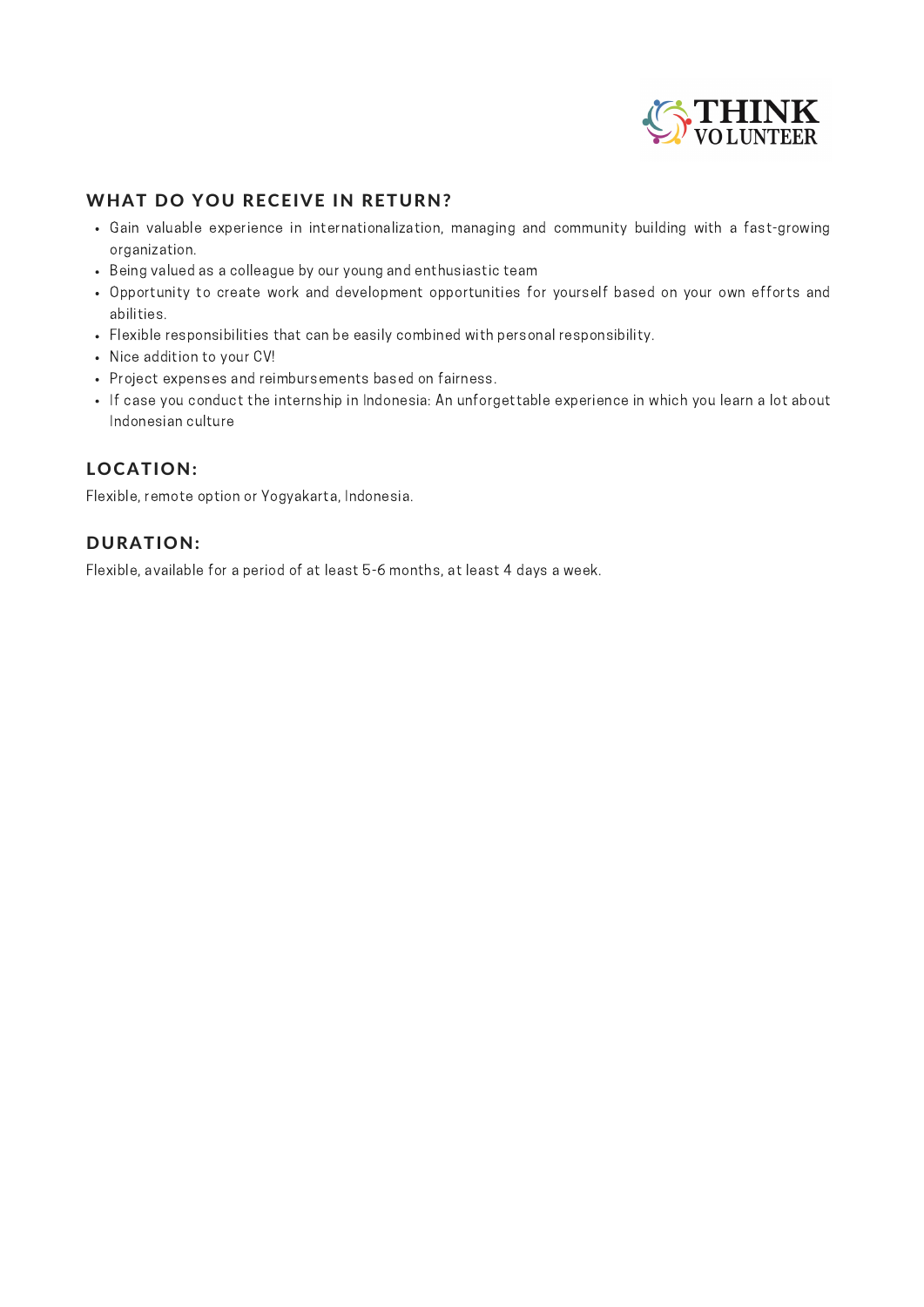## WHAT DO YOU RECEIVE IN RETURN?

- Gain valuable experience in internationalization, managing and community building with a fast-growing organization.
- Being valued as a colleague by our young and enthusiastic team
- Opportunity to create work and development opportunities for yourself based on your own efforts and abilities.
- Flexible responsibilities that can be easily combined with personal responsibility.
- Nice addition to your CV!
- Project expenses and reimbursements based on fairness.
- If case you conduct the internship in Indonesia: An unforgettable experience in which you learn a lot about Indonesian culture

## LOCATION:

Flexible, remote option or Yogyakarta, Indonesia.

## DURATION:

Flexible, available for a period of at least 5-6 months, at least 4 days a week.